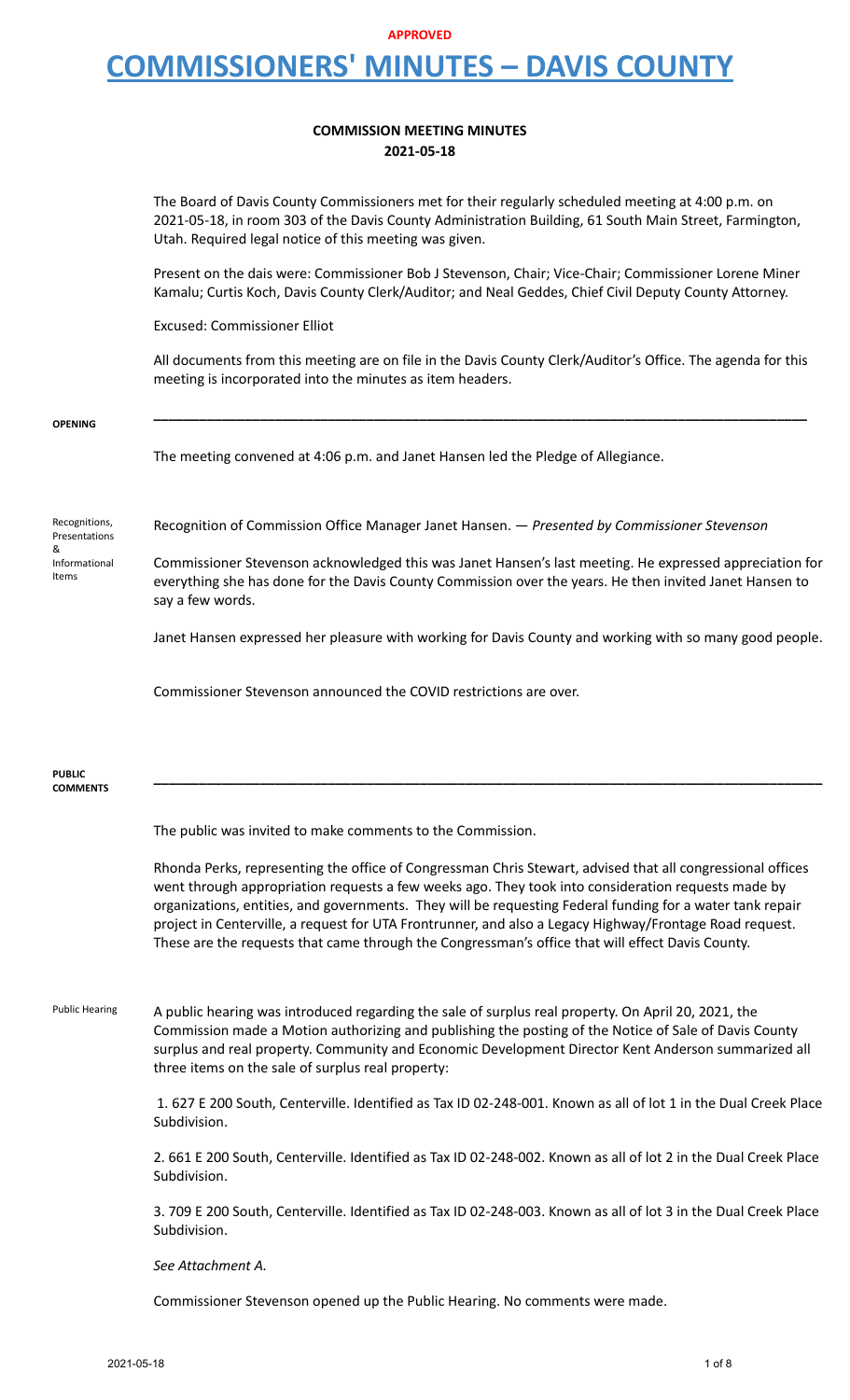**APPROVED**

# COMMISSIONERS' MINUTES – DAVIS COUNTY

## COMMISSION MEETING MINUTES
## 2021-05-18

The Board of Davis County Commissioners met for their regularly scheduled meeting at 4:00 p.m. on 2021-05-18, in room 303 of the Davis County Administration Building, 61 South Main Street, Farmington, Utah. Required legal notice of this meeting was given.

Present on the dais were: Commissioner Bob J Stevenson, Chair; Vice-Chair; Commissioner Lorene Miner Kamalu; Curtis Koch, Davis County Clerk/Auditor; and Neal Geddes, Chief Civil Deputy County Attorney.

Excused: Commissioner Elliot

All documents from this meeting are on file in the Davis County Clerk/Auditor's Office. The agenda for this meeting is incorporated into the minutes as item headers.

---

**OPENING**

The meeting convened at 4:06 p.m. and Janet Hansen led the Pledge of Allegiance.

**Recognitions, Presentations & Informational Items**

Recognition of Commission Office Manager Janet Hansen. — *Presented by Commissioner Stevenson*

Commissioner Stevenson acknowledged this was Janet Hansen's last meeting. He expressed appreciation for everything she has done for the Davis County Commission over the years. He then invited Janet Hansen to say a few words.

Janet Hansen expressed her pleasure with working for Davis County and working with so many good people.

Commissioner Stevenson announced the COVID restrictions are over.

---

**PUBLIC COMMENTS**

The public was invited to make comments to the Commission.

Rhonda Perks, representing the office of Congressman Chris Stewart, advised that all congressional offices went through appropriation requests a few weeks ago. They took into consideration requests made by organizations, entities, and governments. They will be requesting Federal funding for a water tank repair project in Centerville, a request for UTA Frontrunner, and also a Legacy Highway/Frontage Road request. These are the requests that came through the Congressman's office that will effect Davis County.

**Public Hearing**

A public hearing was introduced regarding the sale of surplus real property. On April 20, 2021, the Commission made a Motion authorizing and publishing the posting of the Notice of Sale of Davis County surplus and real property. Community and Economic Development Director Kent Anderson summarized all three items on the sale of surplus real property:

1. 627 E 200 South, Centerville. Identified as Tax ID 02-248-001. Known as all of lot 1 in the Dual Creek Place Subdivision.

2. 661 E 200 South, Centerville. Identified as Tax ID 02-248-002. Known as all of lot 2 in the Dual Creek Place Subdivision.

3. 709 E 200 South, Centerville. Identified as Tax ID 02-248-003. Known as all of lot 3 in the Dual Creek Place Subdivision.

*See Attachment A.*

Commissioner Stevenson opened up the Public Hearing. No comments were made.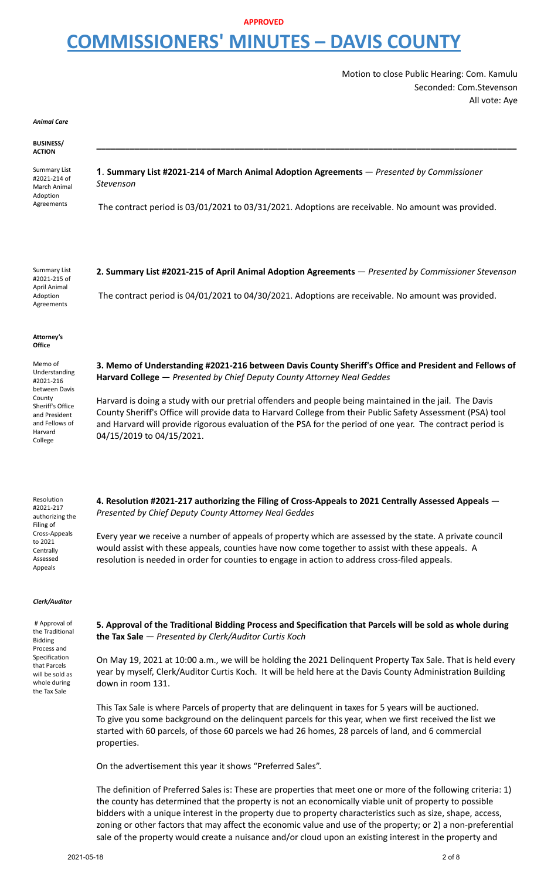**APPROVED**

# COMMISSIONERS' MINUTES – DAVIS COUNTY

Motion to close Public Hearing: Com. Kamulu
Seconded: Com.Stevenson
All vote: Aye

***Animal Care***

**BUSINESS/ ACTION**

---

Summary List #2021-214 of March Animal Adoption Agreements

**1**. **Summary List #2021-214 of March Animal Adoption Agreements** — *Presented by Commissioner Stevenson*

The contract period is 03/01/2021 to 03/31/2021. Adoptions are receivable. No amount was provided.

Summary List #2021-215 of April Animal Adoption Agreements

**2. Summary List #2021-215 of April Animal Adoption Agreements** — *Presented by Commissioner Stevenson*

The contract period is 04/01/2021 to 04/30/2021. Adoptions are receivable. No amount was provided.

**Attorney's Office**

Memo of Understanding #2021-216 between Davis County Sheriff's Office and President and Fellows of Harvard College

**3. Memo of Understanding #2021-216 between Davis County Sheriff's Office and President and Fellows of Harvard College** — *Presented by Chief Deputy County Attorney Neal Geddes*

Harvard is doing a study with our pretrial offenders and people being maintained in the jail. The Davis County Sheriff's Office will provide data to Harvard College from their Public Safety Assessment (PSA) tool and Harvard will provide rigorous evaluation of the PSA for the period of one year. The contract period is 04/15/2019 to 04/15/2021.

Resolution #2021-217 authorizing the Filing of Cross-Appeals to 2021 Centrally Assessed Appeals

**4. Resolution #2021-217 authorizing the Filing of Cross-Appeals to 2021 Centrally Assessed Appeals** — *Presented by Chief Deputy County Attorney Neal Geddes*

Every year we receive a number of appeals of property which are assessed by the state. A private council would assist with these appeals, counties have now come together to assist with these appeals. A resolution is needed in order for counties to engage in action to address cross-filed appeals.

***Clerk/Auditor***

# Approval of the Traditional Bidding Process and Specification that Parcels will be sold as whole during the Tax Sale

**5. Approval of the Traditional Bidding Process and Specification that Parcels will be sold as whole during the Tax Sale** — *Presented by Clerk/Auditor Curtis Koch*

On May 19, 2021 at 10:00 a.m., we will be holding the 2021 Delinquent Property Tax Sale. That is held every year by myself, Clerk/Auditor Curtis Koch. It will be held here at the Davis County Administration Building down in room 131.

This Tax Sale is where Parcels of property that are delinquent in taxes for 5 years will be auctioned. To give you some background on the delinquent parcels for this year, when we first received the list we started with 60 parcels, of those 60 parcels we had 26 homes, 28 parcels of land, and 6 commercial properties.

On the advertisement this year it shows "Preferred Sales".

The definition of Preferred Sales is: These are properties that meet one or more of the following criteria: 1) the county has determined that the property is not an economically viable unit of property to possible bidders with a unique interest in the property due to property characteristics such as size, shape, access, zoning or other factors that may affect the economic value and use of the property; or 2) a non-preferential sale of the property would create a nuisance and/or cloud upon an existing interest in the property and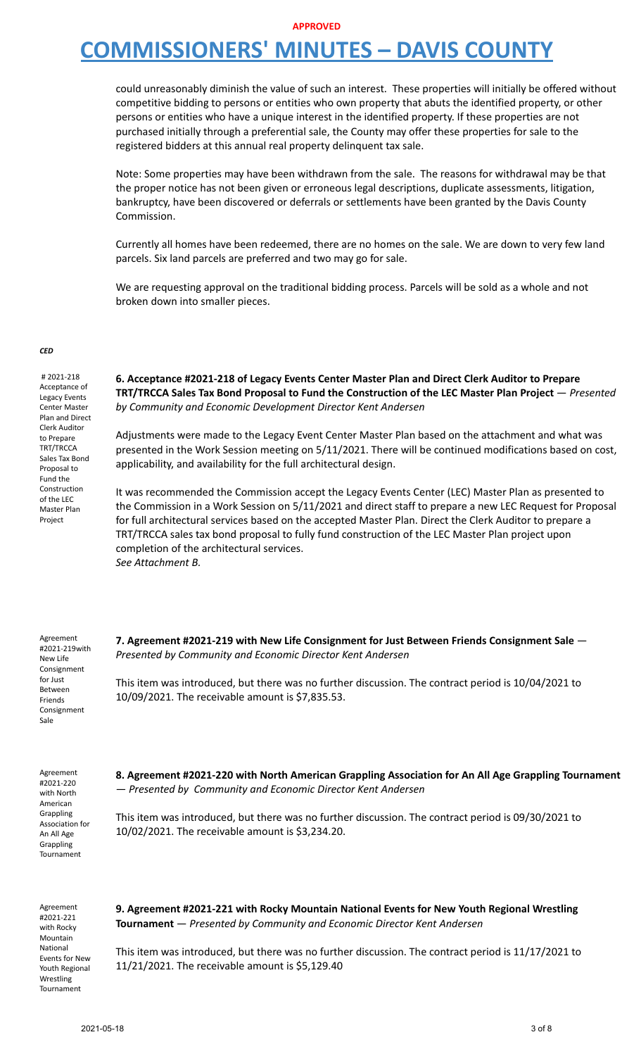could unreasonably diminish the value of such an interest. These properties will initially be offered without competitive bidding to persons or entities who own property that abuts the identified property, or other persons or entities who have a unique interest in the identified property. If these properties are not purchased initially through a preferential sale, the County may offer these properties for sale to the registered bidders at this annual real property delinquent tax sale.

Note: Some properties may have been withdrawn from the sale. The reasons for withdrawal may be that the proper notice has not been given or erroneous legal descriptions, duplicate assessments, litigation, bankruptcy, have been discovered or deferrals or settlements have been granted by the Davis County Commission.

Currently all homes have been redeemed, there are no homes on the sale. We are down to very few land parcels. Six land parcels are preferred and two may go for sale.

We are requesting approval on the traditional bidding process. Parcels will be sold as a whole and not broken down into smaller pieces.

***CED***

# 2021-218 Acceptance of Legacy Events Center Master Plan and Direct Clerk Auditor to Prepare TRT/TRCCA Sales Tax Bond Proposal to Fund the Construction of the LEC Master Plan Project

**6. Acceptance #2021-218 of Legacy Events Center Master Plan and Direct Clerk Auditor to Prepare TRT/TRCCA Sales Tax Bond Proposal to Fund the Construction of the LEC Master Plan Project** — *Presented by Community and Economic Development Director Kent Andersen*

Adjustments were made to the Legacy Event Center Master Plan based on the attachment and what was presented in the Work Session meeting on 5/11/2021. There will be continued modifications based on cost, applicability, and availability for the full architectural design.

It was recommended the Commission accept the Legacy Events Center (LEC) Master Plan as presented to the Commission in a Work Session on 5/11/2021 and direct staff to prepare a new LEC Request for Proposal for full architectural services based on the accepted Master Plan. Direct the Clerk Auditor to prepare a TRT/TRCCA sales tax bond proposal to fully fund construction of the LEC Master Plan project upon completion of the architectural services.
*See Attachment B.*

Agreement #2021-219with New Life Consignment for Just Between Friends Consignment Sale

**7. Agreement #2021-219 with New Life Consignment for Just Between Friends Consignment Sale** — *Presented by Community and Economic Director Kent Andersen*

This item was introduced, but there was no further discussion. The contract period is 10/04/2021 to 10/09/2021. The receivable amount is $7,835.53.

Agreement #2021-220 with North American Grappling Association for An All Age Grappling Tournament

**8. Agreement #2021-220 with North American Grappling Association for An All Age Grappling Tournament** — *Presented by Community and Economic Director Kent Andersen*

This item was introduced, but there was no further discussion. The contract period is 09/30/2021 to 10/02/2021. The receivable amount is $3,234.20.

Agreement #2021-221 with Rocky Mountain National Events for New Youth Regional Wrestling Tournament

**9. Agreement #2021-221 with Rocky Mountain National Events for New Youth Regional Wrestling Tournament** — *Presented by Community and Economic Director Kent Andersen*

This item was introduced, but there was no further discussion. The contract period is 11/17/2021 to 11/21/2021. The receivable amount is $5,129.40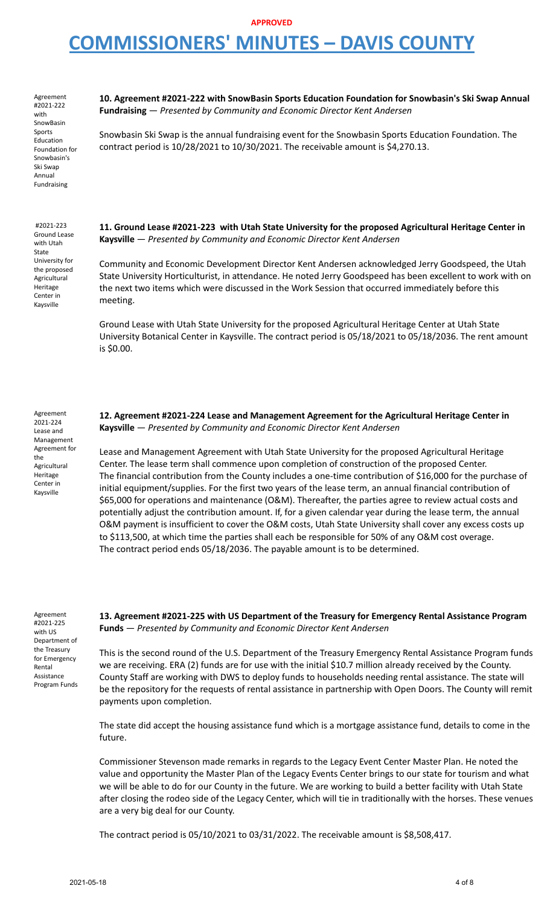**APPROVED**

# COMMISSIONERS' MINUTES – DAVIS COUNTY

Agreement #2021-222 with SnowBasin Sports Education Foundation for Snowbasin's Ski Swap Annual Fundraising

**10. Agreement #2021-222 with SnowBasin Sports Education Foundation for Snowbasin's Ski Swap Annual Fundraising** — *Presented by Community and Economic Director Kent Andersen*

Snowbasin Ski Swap is the annual fundraising event for the Snowbasin Sports Education Foundation. The contract period is 10/28/2021 to 10/30/2021. The receivable amount is $4,270.13.

#2021-223 Ground Lease with Utah State University for the proposed Agricultural Heritage Center in Kaysville

**11. Ground Lease #2021-223 with Utah State University for the proposed Agricultural Heritage Center in Kaysville** — *Presented by Community and Economic Director Kent Andersen*

Community and Economic Development Director Kent Andersen acknowledged Jerry Goodspeed, the Utah State University Horticulturist, in attendance. He noted Jerry Goodspeed has been excellent to work with on the next two items which were discussed in the Work Session that occurred immediately before this meeting.

Ground Lease with Utah State University for the proposed Agricultural Heritage Center at Utah State University Botanical Center in Kaysville. The contract period is 05/18/2021 to 05/18/2036. The rent amount is $0.00.

Agreement 2021-224 Lease and Management Agreement for the Agricultural Heritage Center in Kaysville

**12. Agreement #2021-224 Lease and Management Agreement for the Agricultural Heritage Center in Kaysville** — *Presented by Community and Economic Director Kent Andersen*

Lease and Management Agreement with Utah State University for the proposed Agricultural Heritage Center. The lease term shall commence upon completion of construction of the proposed Center. The financial contribution from the County includes a one-time contribution of $16,000 for the purchase of initial equipment/supplies. For the first two years of the lease term, an annual financial contribution of $65,000 for operations and maintenance (O&M). Thereafter, the parties agree to review actual costs and potentially adjust the contribution amount. If, for a given calendar year during the lease term, the annual O&M payment is insufficient to cover the O&M costs, Utah State University shall cover any excess costs up to $113,500, at which time the parties shall each be responsible for 50% of any O&M cost overage. The contract period ends 05/18/2036. The payable amount is to be determined.

Agreement #2021-225 with US Department of the Treasury for Emergency Rental Assistance Program Funds

**13. Agreement #2021-225 with US Department of the Treasury for Emergency Rental Assistance Program Funds** — *Presented by Community and Economic Director Kent Andersen*

This is the second round of the U.S. Department of the Treasury Emergency Rental Assistance Program funds we are receiving. ERA (2) funds are for use with the initial $10.7 million already received by the County. County Staff are working with DWS to deploy funds to households needing rental assistance. The state will be the repository for the requests of rental assistance in partnership with Open Doors. The County will remit payments upon completion.

The state did accept the housing assistance fund which is a mortgage assistance fund, details to come in the future.

Commissioner Stevenson made remarks in regards to the Legacy Event Center Master Plan. He noted the value and opportunity the Master Plan of the Legacy Events Center brings to our state for tourism and what we will be able to do for our County in the future. We are working to build a better facility with Utah State after closing the rodeo side of the Legacy Center, which will tie in traditionally with the horses. These venues are a very big deal for our County.

The contract period is 05/10/2021 to 03/31/2022. The receivable amount is $8,508,417.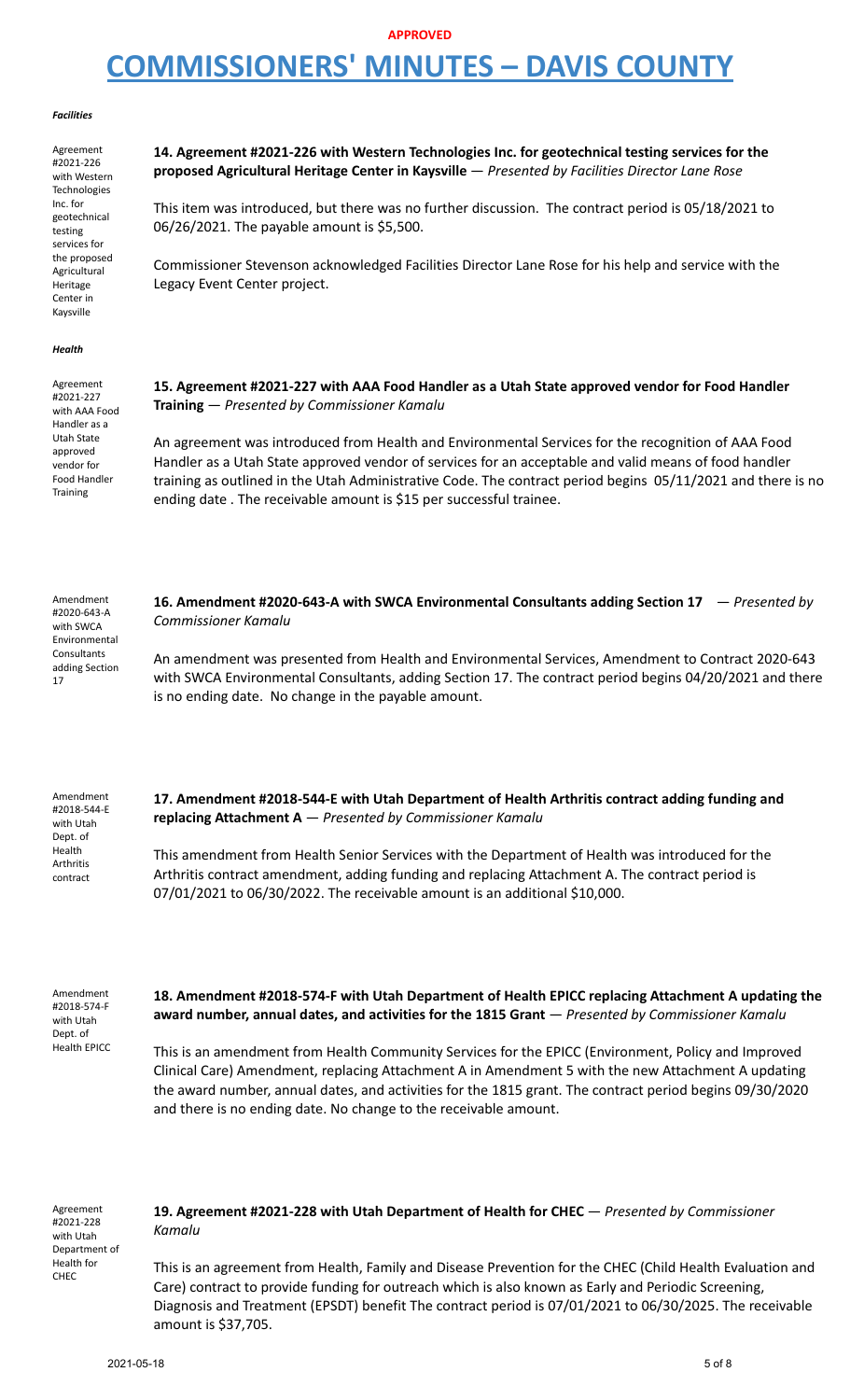**APPROVED**

# COMMISSIONERS' MINUTES – DAVIS COUNTY

***Facilities***

Agreement #2021-226 with Western Technologies Inc. for geotechnical testing services for the proposed Agricultural Heritage Center in Kaysville

**14. Agreement #2021-226 with Western Technologies Inc. for geotechnical testing services for the proposed Agricultural Heritage Center in Kaysville** — *Presented by Facilities Director Lane Rose*

This item was introduced, but there was no further discussion. The contract period is 05/18/2021 to 06/26/2021. The payable amount is $5,500.

Commissioner Stevenson acknowledged Facilities Director Lane Rose for his help and service with the Legacy Event Center project.

***Health***

Agreement #2021-227 with AAA Food Handler as a Utah State approved vendor for Food Handler Training

**15. Agreement #2021-227 with AAA Food Handler as a Utah State approved vendor for Food Handler Training** — *Presented by Commissioner Kamalu*

An agreement was introduced from Health and Environmental Services for the recognition of AAA Food Handler as a Utah State approved vendor of services for an acceptable and valid means of food handler training as outlined in the Utah Administrative Code. The contract period begins 05/11/2021 and there is no ending date . The receivable amount is $15 per successful trainee.

Amendment #2020-643-A with SWCA Environmental Consultants adding Section 17

**16. Amendment #2020-643-A with SWCA Environmental Consultants adding Section 17** — *Presented by Commissioner Kamalu*

An amendment was presented from Health and Environmental Services, Amendment to Contract 2020-643 with SWCA Environmental Consultants, adding Section 17. The contract period begins 04/20/2021 and there is no ending date. No change in the payable amount.

Amendment #2018-544-E with Utah Dept. of Health Arthritis contract

**17. Amendment #2018-544-E with Utah Department of Health Arthritis contract adding funding and replacing Attachment A** — *Presented by Commissioner Kamalu*

This amendment from Health Senior Services with the Department of Health was introduced for the Arthritis contract amendment, adding funding and replacing Attachment A. The contract period is 07/01/2021 to 06/30/2022. The receivable amount is an additional $10,000.

Amendment #2018-574-F with Utah Dept. of Health EPICC

**18. Amendment #2018-574-F with Utah Department of Health EPICC replacing Attachment A updating the award number, annual dates, and activities for the 1815 Grant** — *Presented by Commissioner Kamalu*

This is an amendment from Health Community Services for the EPICC (Environment, Policy and Improved Clinical Care) Amendment, replacing Attachment A in Amendment 5 with the new Attachment A updating the award number, annual dates, and activities for the 1815 grant. The contract period begins 09/30/2020 and there is no ending date. No change to the receivable amount.

Agreement #2021-228 with Utah Department of Health for CHEC

**19. Agreement #2021-228 with Utah Department of Health for CHEC** — *Presented by Commissioner Kamalu*

This is an agreement from Health, Family and Disease Prevention for the CHEC (Child Health Evaluation and Care) contract to provide funding for outreach which is also known as Early and Periodic Screening, Diagnosis and Treatment (EPSDT) benefit The contract period is 07/01/2021 to 06/30/2025. The receivable amount is $37,705.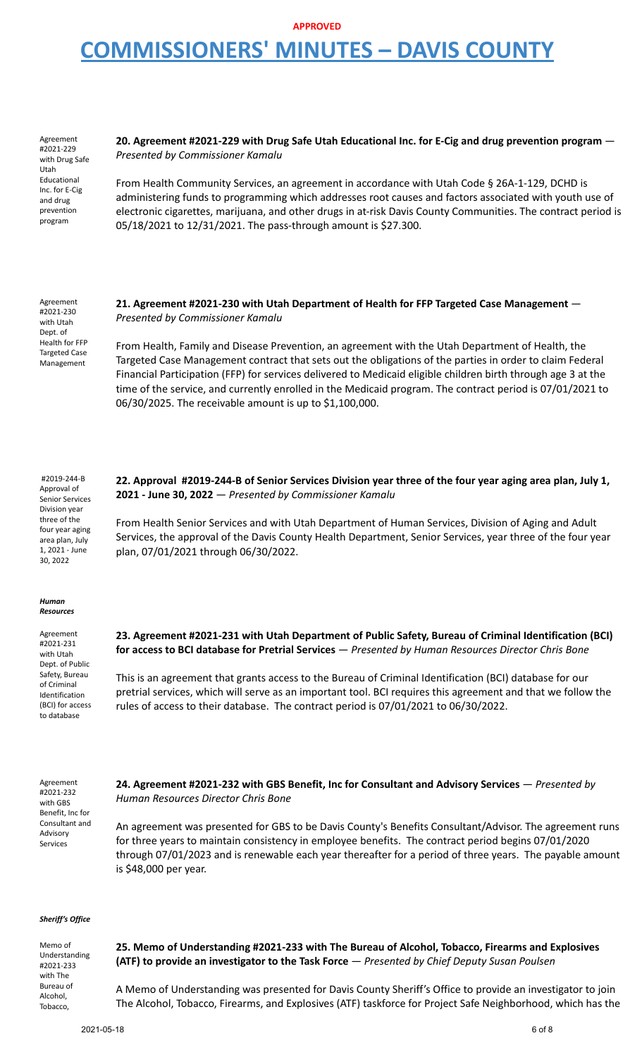**APPROVED**

# COMMISSIONERS' MINUTES – DAVIS COUNTY

Agreement #2021-229 with Drug Safe Utah Educational Inc. for E-Cig and drug prevention program

**20. Agreement #2021-229 with Drug Safe Utah Educational Inc. for E-Cig and drug prevention program** — *Presented by Commissioner Kamalu*

From Health Community Services, an agreement in accordance with Utah Code § 26A-1-129, DCHD is administering funds to programming which addresses root causes and factors associated with youth use of electronic cigarettes, marijuana, and other drugs in at-risk Davis County Communities. The contract period is 05/18/2021 to 12/31/2021. The pass-through amount is $27.300.

Agreement #2021-230 with Utah Dept. of Health for FFP Targeted Case Management

**21. Agreement #2021-230 with Utah Department of Health for FFP Targeted Case Management** — *Presented by Commissioner Kamalu*

From Health, Family and Disease Prevention, an agreement with the Utah Department of Health, the Targeted Case Management contract that sets out the obligations of the parties in order to claim Federal Financial Participation (FFP) for services delivered to Medicaid eligible children birth through age 3 at the time of the service, and currently enrolled in the Medicaid program. The contract period is 07/01/2021 to 06/30/2025. The receivable amount is up to $1,100,000.

#2019-244-B Approval of Senior Services Division year three of the four year aging area plan, July 1, 2021 - June 30, 2022

**22. Approval #2019-244-B of Senior Services Division year three of the four year aging area plan, July 1, 2021 - June 30, 2022** — *Presented by Commissioner Kamalu*

From Health Senior Services and with Utah Department of Human Services, Division of Aging and Adult Services, the approval of the Davis County Health Department, Senior Services, year three of the four year plan, 07/01/2021 through 06/30/2022.

***Human Resources***

Agreement #2021-231 with Utah Dept. of Public Safety, Bureau of Criminal Identification (BCI) for access to database

**23. Agreement #2021-231 with Utah Department of Public Safety, Bureau of Criminal Identification (BCI) for access to BCI database for Pretrial Services** — *Presented by Human Resources Director Chris Bone*

This is an agreement that grants access to the Bureau of Criminal Identification (BCI) database for our pretrial services, which will serve as an important tool. BCI requires this agreement and that we follow the rules of access to their database. The contract period is 07/01/2021 to 06/30/2022.

Agreement #2021-232 with GBS Benefit, Inc for Consultant and Advisory Services

**24. Agreement #2021-232 with GBS Benefit, Inc for Consultant and Advisory Services** — *Presented by Human Resources Director Chris Bone*

An agreement was presented for GBS to be Davis County's Benefits Consultant/Advisor. The agreement runs for three years to maintain consistency in employee benefits. The contract period begins 07/01/2020 through 07/01/2023 and is renewable each year thereafter for a period of three years. The payable amount is $48,000 per year.

***Sheriff's Office***

Memo of Understanding #2021-233 with The Bureau of Alcohol, Tobacco,

**25. Memo of Understanding #2021-233 with The Bureau of Alcohol, Tobacco, Firearms and Explosives (ATF) to provide an investigator to the Task Force** — *Presented by Chief Deputy Susan Poulsen*

A Memo of Understanding was presented for Davis County Sheriff's Office to provide an investigator to join The Alcohol, Tobacco, Firearms, and Explosives (ATF) taskforce for Project Safe Neighborhood, which has the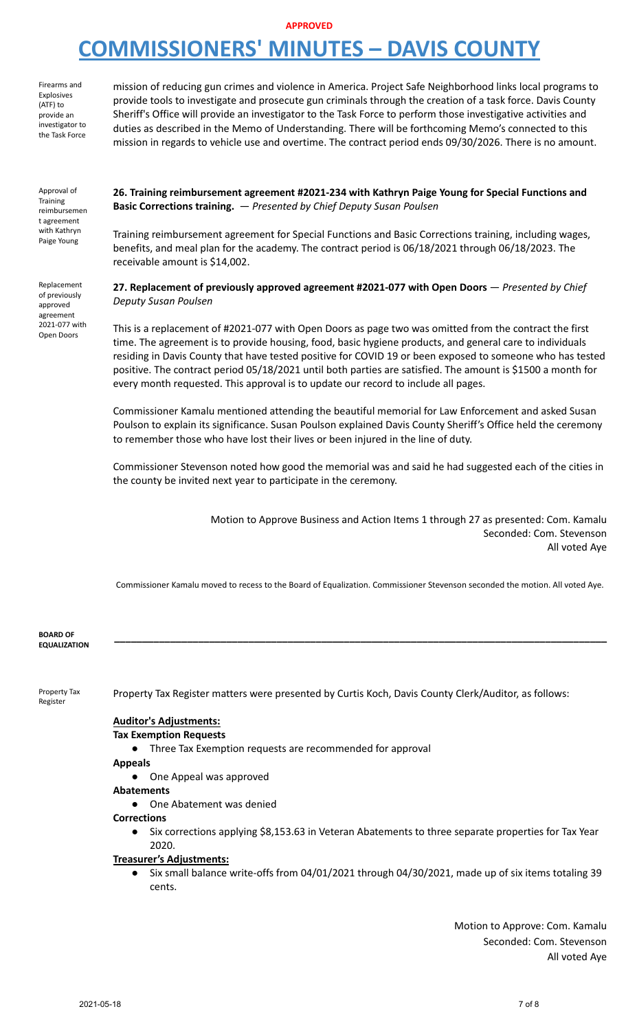**APPROVED**

# COMMISSIONERS' MINUTES – DAVIS COUNTY

Firearms and Explosives (ATF) to provide an investigator to the Task Force

mission of reducing gun crimes and violence in America. Project Safe Neighborhood links local programs to provide tools to investigate and prosecute gun criminals through the creation of a task force. Davis County Sheriff's Office will provide an investigator to the Task Force to perform those investigative activities and duties as described in the Memo of Understanding. There will be forthcoming Memo's connected to this mission in regards to vehicle use and overtime. The contract period ends 09/30/2026. There is no amount.

Approval of Training reimbursement agreement with Kathryn Paige Young

**26. Training reimbursement agreement #2021-234 with Kathryn Paige Young for Special Functions and Basic Corrections training.** — *Presented by Chief Deputy Susan Poulsen*

Training reimbursement agreement for Special Functions and Basic Corrections training, including wages, benefits, and meal plan for the academy. The contract period is 06/18/2021 through 06/18/2023. The receivable amount is $14,002.

Replacement of previously approved agreement 2021-077 with Open Doors

**27. Replacement of previously approved agreement #2021-077 with Open Doors** — *Presented by Chief Deputy Susan Poulsen*

This is a replacement of #2021-077 with Open Doors as page two was omitted from the contract the first time. The agreement is to provide housing, food, basic hygiene products, and general care to individuals residing in Davis County that have tested positive for COVID 19 or been exposed to someone who has tested positive. The contract period 05/18/2021 until both parties are satisfied. The amount is $1500 a month for every month requested. This approval is to update our record to include all pages.

Commissioner Kamalu mentioned attending the beautiful memorial for Law Enforcement and asked Susan Poulson to explain its significance. Susan Poulson explained Davis County Sheriff's Office held the ceremony to remember those who have lost their lives or been injured in the line of duty.

Commissioner Stevenson noted how good the memorial was and said he had suggested each of the cities in the county be invited next year to participate in the ceremony.

Motion to Approve Business and Action Items 1 through 27 as presented: Com. Kamalu
Seconded: Com. Stevenson
All voted Aye

Commissioner Kamalu moved to recess to the Board of Equalization. Commissioner Stevenson seconded the motion. All voted Aye.

## BOARD OF EQUALIZATION

Property Tax Register

Property Tax Register matters were presented by Curtis Koch, Davis County Clerk/Auditor, as follows:

**Auditor's Adjustments:**

**Tax Exemption Requests**

- Three Tax Exemption requests are recommended for approval

**Appeals**

- One Appeal was approved

**Abatements**

- One Abatement was denied

**Corrections**

- Six corrections applying $8,153.63 in Veteran Abatements to three separate properties for Tax Year 2020.

**Treasurer's Adjustments:**

- Six small balance write-offs from 04/01/2021 through 04/30/2021, made up of six items totaling 39 cents.

Motion to Approve: Com. Kamalu
Seconded: Com. Stevenson
All voted Aye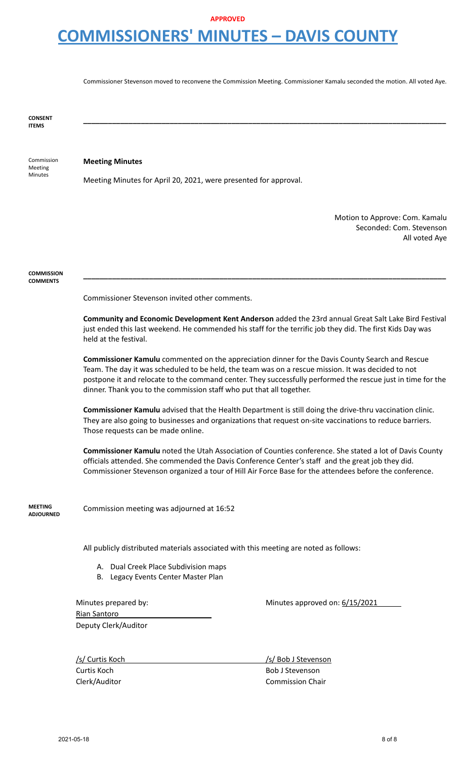**APPROVED**

# COMMISSIONERS' MINUTES – DAVIS COUNTY

Commissioner Stevenson moved to reconvene the Commission Meeting. Commissioner Kamalu seconded the motion. All voted Aye.

**CONSENT ITEMS**

---

Commission Meeting Minutes

**Meeting Minutes**

Meeting Minutes for April 20, 2021, were presented for approval.

Motion to Approve: Com. Kamalu
Seconded: Com. Stevenson
All voted Aye

**COMMISSION COMMENTS**

---

Commissioner Stevenson invited other comments.

**Community and Economic Development Kent Anderson** added the 23rd annual Great Salt Lake Bird Festival just ended this last weekend. He commended his staff for the terrific job they did. The first Kids Day was held at the festival.

**Commissioner Kamulu** commented on the appreciation dinner for the Davis County Search and Rescue Team. The day it was scheduled to be held, the team was on a rescue mission. It was decided to not postpone it and relocate to the command center. They successfully performed the rescue just in time for the dinner. Thank you to the commission staff who put that all together.

**Commissioner Kamulu** advised that the Health Department is still doing the drive-thru vaccination clinic. They are also going to businesses and organizations that request on-site vaccinations to reduce barriers. Those requests can be made online.

**Commissioner Kamulu** noted the Utah Association of Counties conference. She stated a lot of Davis County officials attended. She commended the Davis Conference Center's staff and the great job they did. Commissioner Stevenson organized a tour of Hill Air Force Base for the attendees before the conference.

**MEETING ADJOURNED**

Commission meeting was adjourned at 16:52

All publicly distributed materials associated with this meeting are noted as follows:

A. Dual Creek Place Subdivision maps
B. Legacy Events Center Master Plan

Minutes prepared by:
Rian Santoro
Deputy Clerk/Auditor

Minutes approved on: 6/15/2021

/s/ Curtis Koch
Curtis Koch
Clerk/Auditor

/s/ Bob J Stevenson
Bob J Stevenson
Commission Chair